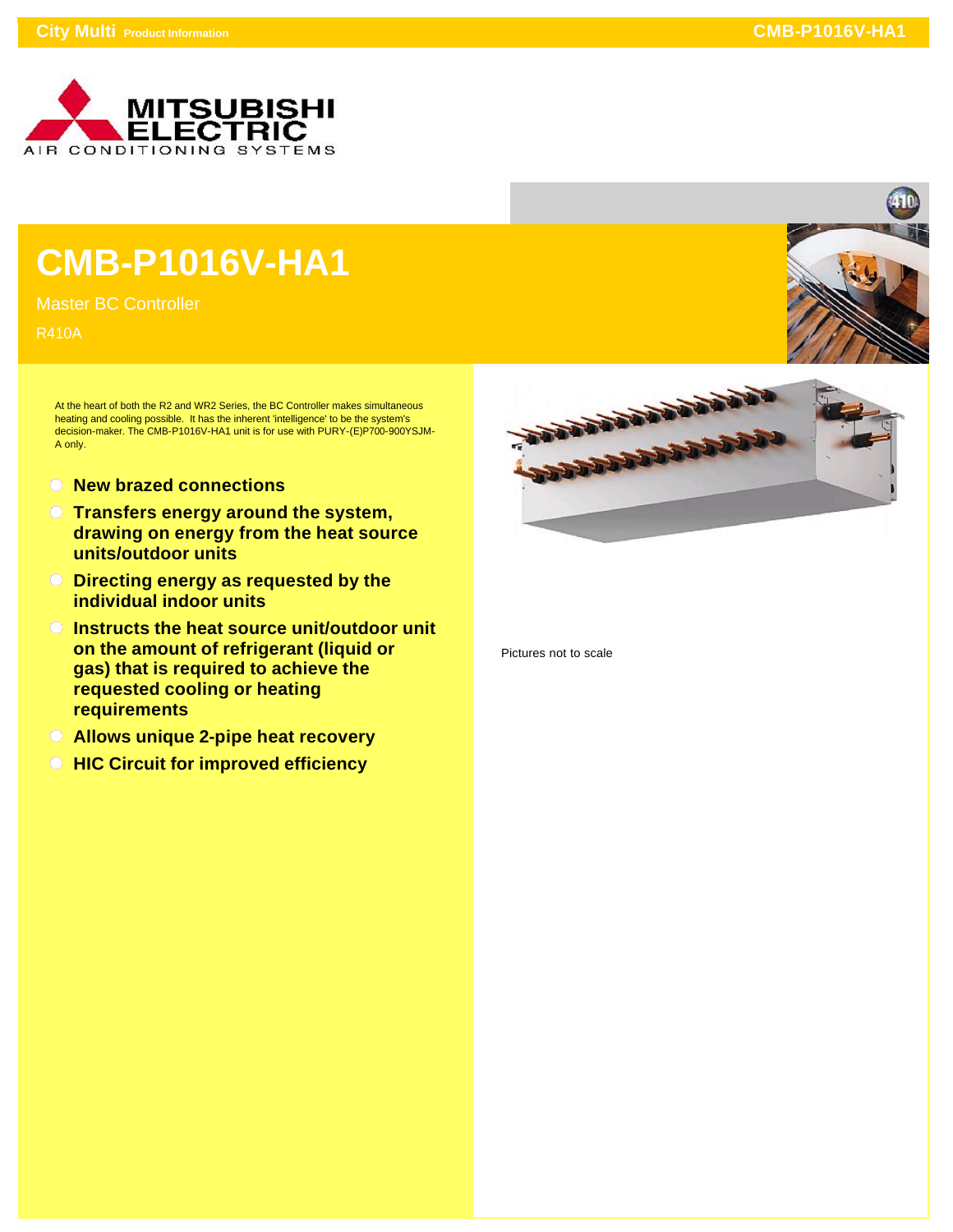# CMB-P1016V-HA1

Master BC Controller

R410A

At the heart of both the R2 and WR2 Series, the BC Controller makes simultaneous heating and cooling possible. It has the inherent 'intelligence' to be the system's decision-maker. The CMB-P1016V-HA1 unit is for use with PURY-(E)P700-900YSJM-A only.

- **New brazed connections**
- **Transfers energy around the system, drawing on energy from the heat source units/outdoor units**
- **Directing energy as requested by the individual indoor units**
- **Instructs the heat source unit/outdoor unit on the amount of refrigerant (liquid or gas) that is required to achieve the requested cooling or heating requirements**
- **Allows unique 2-pipe heat recovery**
- **HIC Circuit for improved efficiency**

Pictures not to scale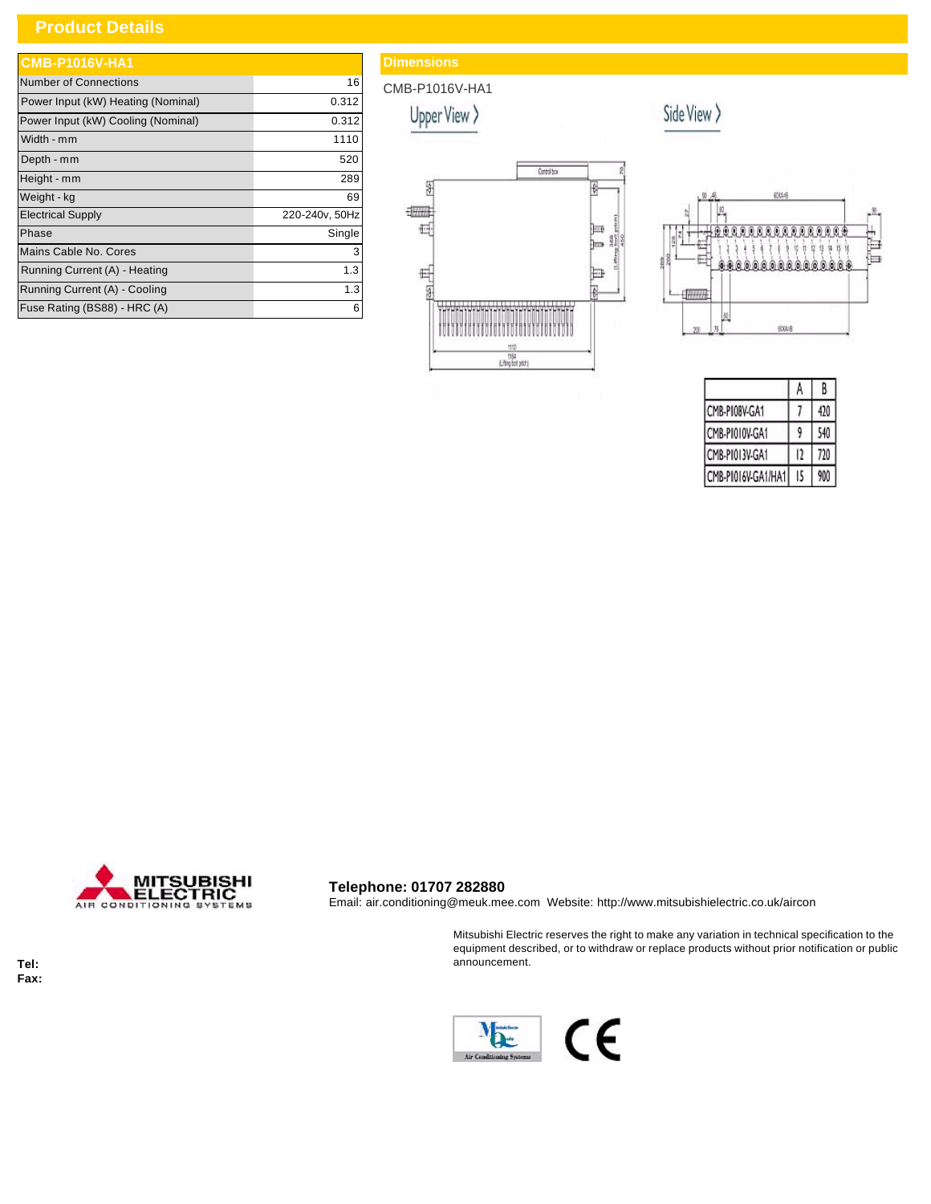## Product Details

| CMB-P1016V-HA1 | |
|---|---|
| Number of Connections | 16 |
| Power Input (kW) Heating (Nominal) | 0.312 |
| Power Input (kW) Cooling (Nominal) | 0.312 |
| Width - mm | 1110 |
| Depth - mm | 520 |
| Height - mm | 289 |
| Weight - kg | 69 |
| Electrical Supply | 220-240v, 50Hz |
| Phase | Single |
| Mains Cable No. Cores | 3 |
| Running Current (A) - Heating | 1.3 |
| Running Current (A) - Cooling | 1.3 |
| Fuse Rating (BS88) - HRC (A) | 6 |

### Dimensions

CMB-P1016V-HA1

Upper View

Side View

| | A | B |
|---|---|---|
| CMB-P108V-GA1 | 7 | 420 |
| CMB-P1010V-GA1 | 9 | 540 |
| CMB-P1013V-GA1 | 12 | 720 |
| CMB-P1016V-GA1/HA1 | 15 | 900 |

**Telephone: 01707 282880**
Email: air.conditioning@meuk.mee.com Website: http://www.mitsubishielectric.co.uk/aircon

Mitsubishi Electric reserves the right to make any variation in technical specification to the equipment described, or to withdraw or replace products without prior notification or public announcement.

**Tel:**
**Fax:**